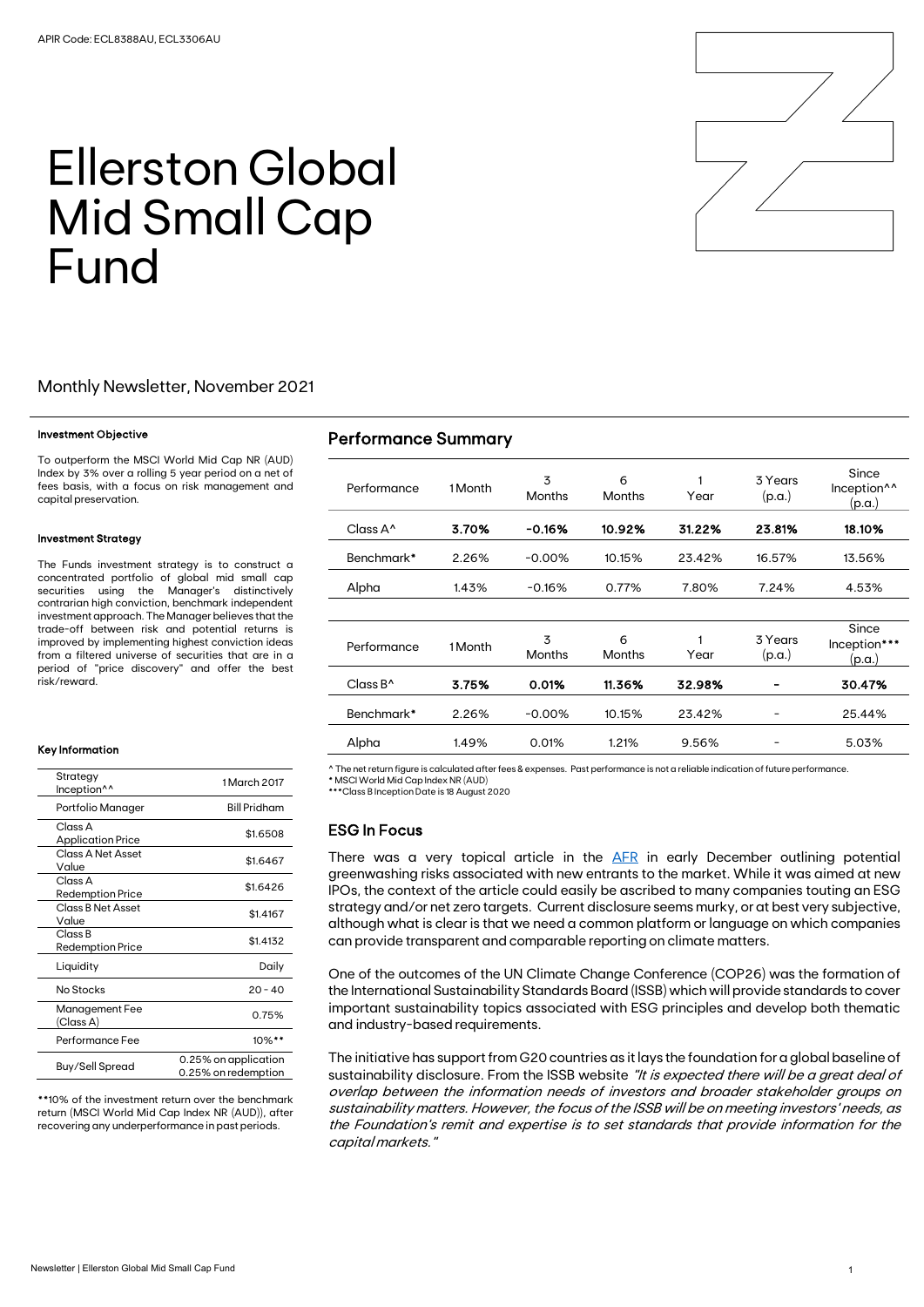APIR Code: ECL8388AU, ECL3306AU

# Ellerston Global Mid Small Cap Fund

## Monthly Newsletter, November 2021

#### Investment Objective

To outperform the MSCI World Mid Cap NR (AUD) Index by 3% over a rolling 5 year period on a net of fees basis, with a focus on risk management and capital preservation.

#### Investment Strategy

The Funds investment strategy is to construct a concentrated portfolio of global mid small cap securities using the Manager's distinctively contrarian high conviction, benchmark independent investment approach. The Manager believes that the trade-off between risk and potential returns is improved by implementing highest conviction ideas from a filtered universe of securities that are in a period of "price discovery" and offer the best risk/reward.

#### Key Information

| | |
|---|---|
| Strategy Inception^^ | 1 March 2017 |
| Portfolio Manager | Bill Pridham |
| Class A Application Price | $1.6508 |
| Class A Net Asset Value | $1.6467 |
| Class A Redemption Price | $1.6426 |
| Class B Net Asset Value | $1.4167 |
| Class B Redemption Price | $1.4132 |
| Liquidity | Daily |
| No Stocks | 20 - 40 |
| Management Fee (Class A) | 0.75% |
| Performance Fee | 10%** |
| Buy/Sell Spread | 0.25% on application 0.25% on redemption |

**10% of the investment return over the benchmark return (MSCI World Mid Cap Index NR (AUD)), after recovering any underperformance in past periods.

## Performance Summary

| Performance | 1 Month | 3 Months | 6 Months | 1 Year | 3 Years (p.a.) | Since Inception^^ (p.a.) |
|---|---|---|---|---|---|---|
| Class A^ | **3.70%** | **-0.16%** | **10.92%** | **31.22%** | **23.81%** | **18.10%** |
| Benchmark* | 2.26% | -0.00% | 10.15% | 23.42% | 16.57% | 13.56% |
| Alpha | 1.43% | -0.16% | 0.77% | 7.80% | 7.24% | 4.53% |

| Performance | 1 Month | 3 Months | 6 Months | 1 Year | 3 Years (p.a.) | Since Inception*** (p.a.) |
|---|---|---|---|---|---|---|
| Class B^ | **3.75%** | **0.01%** | **11.36%** | **32.98%** | **-** | **30.47%** |
| Benchmark* | 2.26% | -0.00% | 10.15% | 23.42% | - | 25.44% |
| Alpha | 1.49% | 0.01% | 1.21% | 9.56% | - | 5.03% |

^ The net return figure is calculated after fees & expenses. Past performance is not a reliable indication of future performance.
* MSCI World Mid Cap Index NR (AUD)
***Class B Inception Date is 18 August 2020

## ESG In Focus

There was a very topical article in the AFR in early December outlining potential greenwashing risks associated with new entrants to the market. While it was aimed at new IPOs, the context of the article could easily be ascribed to many companies touting an ESG strategy and/or net zero targets. Current disclosure seems murky, or at best very subjective, although what is clear is that we need a common platform or language on which companies can provide transparent and comparable reporting on climate matters.

One of the outcomes of the UN Climate Change Conference (COP26) was the formation of the International Sustainability Standards Board (ISSB) which will provide standards to cover important sustainability topics associated with ESG principles and develop both thematic and industry-based requirements.

The initiative has support from G20 countries as it lays the foundation for a global baseline of sustainability disclosure. From the ISSB website *"It is expected there will be a great deal of overlap between the information needs of investors and broader stakeholder groups on sustainability matters. However, the focus of the ISSB will be on meeting investors' needs, as the Foundation's remit and expertise is to set standards that provide information for the capital markets."*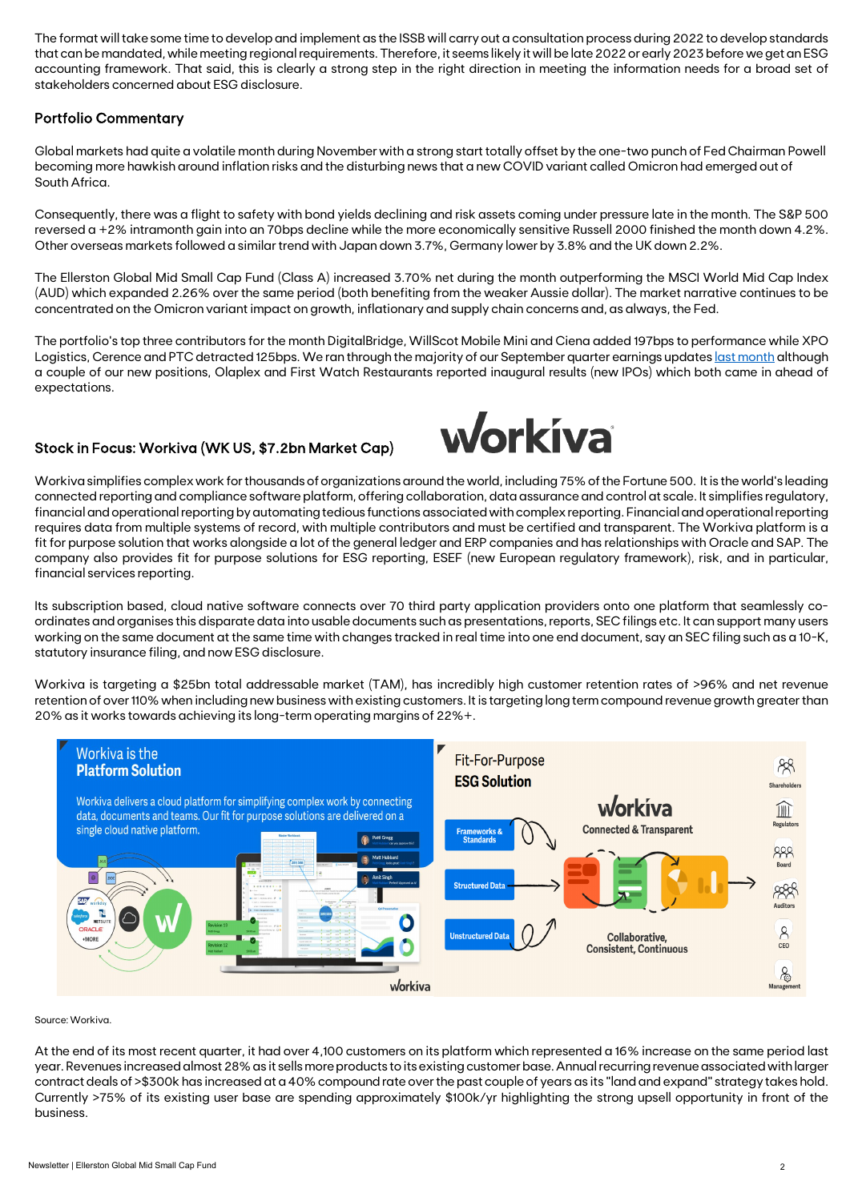The format will take some time to develop and implement as the ISSB will carry out a consultation process during 2022 to develop standards that can be mandated, while meeting regional requirements. Therefore, it seems likely it will be late 2022 or early 2023 before we get an ESG accounting framework. That said, this is clearly a strong step in the right direction in meeting the information needs for a broad set of stakeholders concerned about ESG disclosure.

## Portfolio Commentary

Global markets had quite a volatile month during November with a strong start totally offset by the one-two punch of Fed Chairman Powell becoming more hawkish around inflation risks and the disturbing news that a new COVID variant called Omicron had emerged out of South Africa.

Consequently, there was a flight to safety with bond yields declining and risk assets coming under pressure late in the month. The S&P 500 reversed a +2% intramonth gain into an 70bps decline while the more economically sensitive Russell 2000 finished the month down 4.2%. Other overseas markets followed a similar trend with Japan down 3.7%, Germany lower by 3.8% and the UK down 2.2%.

The Ellerston Global Mid Small Cap Fund (Class A) increased 3.70% net during the month outperforming the MSCI World Mid Cap Index (AUD) which expanded 2.26% over the same period (both benefiting from the weaker Aussie dollar). The market narrative continues to be concentrated on the Omicron variant impact on growth, inflationary and supply chain concerns and, as always, the Fed.

The portfolio's top three contributors for the month DigitalBridge, WillScot Mobile Mini and Ciena added 197bps to performance while XPO Logistics, Cerence and PTC detracted 125bps. We ran through the majority of our September quarter earnings updates last month although a couple of our new positions, Olaplex and First Watch Restaurants reported inaugural results (new IPOs) which both came in ahead of expectations.

## Stock in Focus: Workiva (WK US, $7.2bn Market Cap)

Workiva simplifies complex work for thousands of organizations around the world, including 75% of the Fortune 500. It is the world's leading connected reporting and compliance software platform, offering collaboration, data assurance and control at scale. It simplifies regulatory, financial and operational reporting by automating tedious functions associated with complex reporting. Financial and operational reporting requires data from multiple systems of record, with multiple contributors and must be certified and transparent. The Workiva platform is a fit for purpose solution that works alongside a lot of the general ledger and ERP companies and has relationships with Oracle and SAP. The company also provides fit for purpose solutions for ESG reporting, ESEF (new European regulatory framework), risk, and in particular, financial services reporting.

Its subscription based, cloud native software connects over 70 third party application providers onto one platform that seamlessly co-ordinates and organises this disparate data into usable documents such as presentations, reports, SEC filings etc. It can support many users working on the same document at the same time with changes tracked in real time into one end document, say an SEC filing such as a 10-K, statutory insurance filing, and now ESG disclosure.

Workiva is targeting a $25bn total addressable market (TAM), has incredibly high customer retention rates of >96% and net revenue retention of over 110% when including new business with existing customers. It is targeting long term compound revenue growth greater than 20% as it works towards achieving its long-term operating margins of 22%+.

Source: Workiva.

At the end of its most recent quarter, it had over 4,100 customers on its platform which represented a 16% increase on the same period last year. Revenues increased almost 28% as it sells more products to its existing customer base. Annual recurring revenue associated with larger contract deals of >$300k has increased at a 40% compound rate over the past couple of years as its "land and expand" strategy takes hold. Currently >75% of its existing user base are spending approximately $100k/yr highlighting the strong upsell opportunity in front of the business.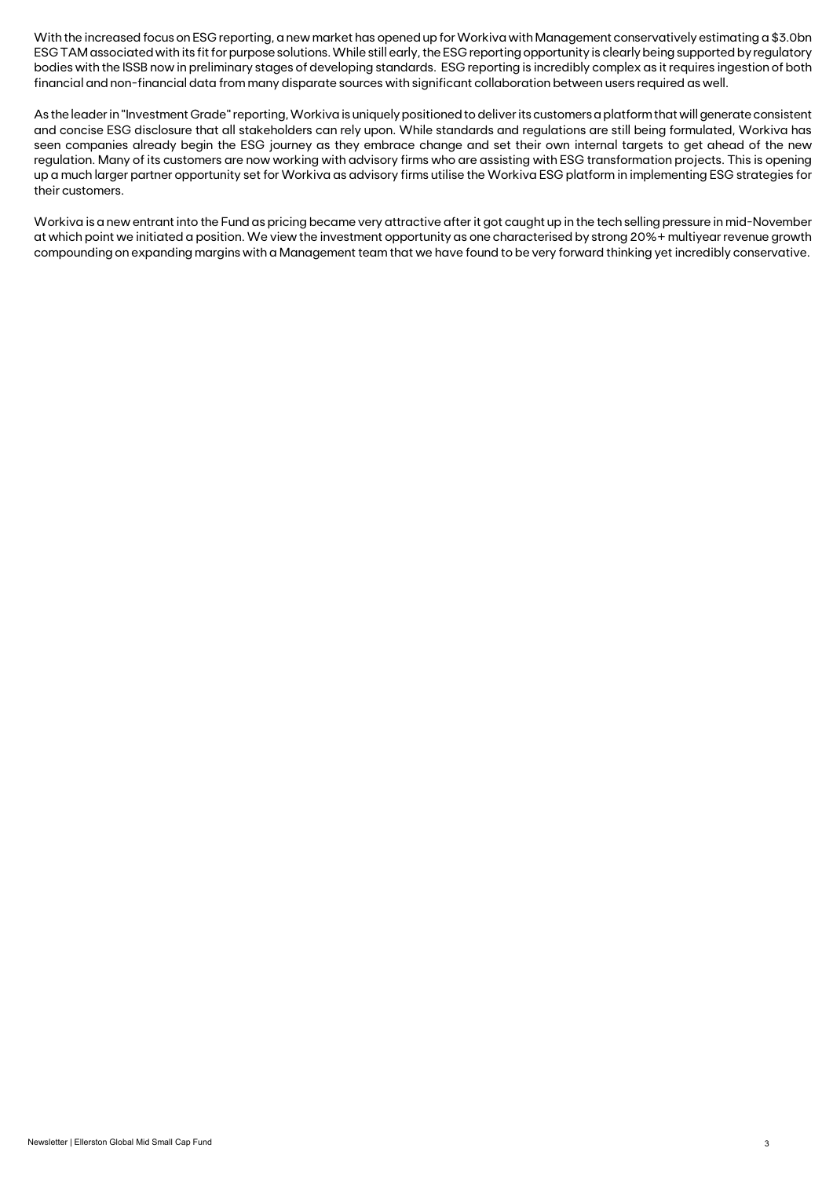With the increased focus on ESG reporting, a new market has opened up for Workiva with Management conservatively estimating a $3.0bn ESG TAM associated with its fit for purpose solutions. While still early, the ESG reporting opportunity is clearly being supported by regulatory bodies with the ISSB now in preliminary stages of developing standards. ESG reporting is incredibly complex as it requires ingestion of both financial and non-financial data from many disparate sources with significant collaboration between users required as well.

As the leader in "Investment Grade" reporting, Workiva is uniquely positioned to deliver its customers a platform that will generate consistent and concise ESG disclosure that all stakeholders can rely upon. While standards and regulations are still being formulated, Workiva has seen companies already begin the ESG journey as they embrace change and set their own internal targets to get ahead of the new regulation. Many of its customers are now working with advisory firms who are assisting with ESG transformation projects. This is opening up a much larger partner opportunity set for Workiva as advisory firms utilise the Workiva ESG platform in implementing ESG strategies for their customers.

Workiva is a new entrant into the Fund as pricing became very attractive after it got caught up in the tech selling pressure in mid-November at which point we initiated a position. We view the investment opportunity as one characterised by strong 20%+ multiyear revenue growth compounding on expanding margins with a Management team that we have found to be very forward thinking yet incredibly conservative.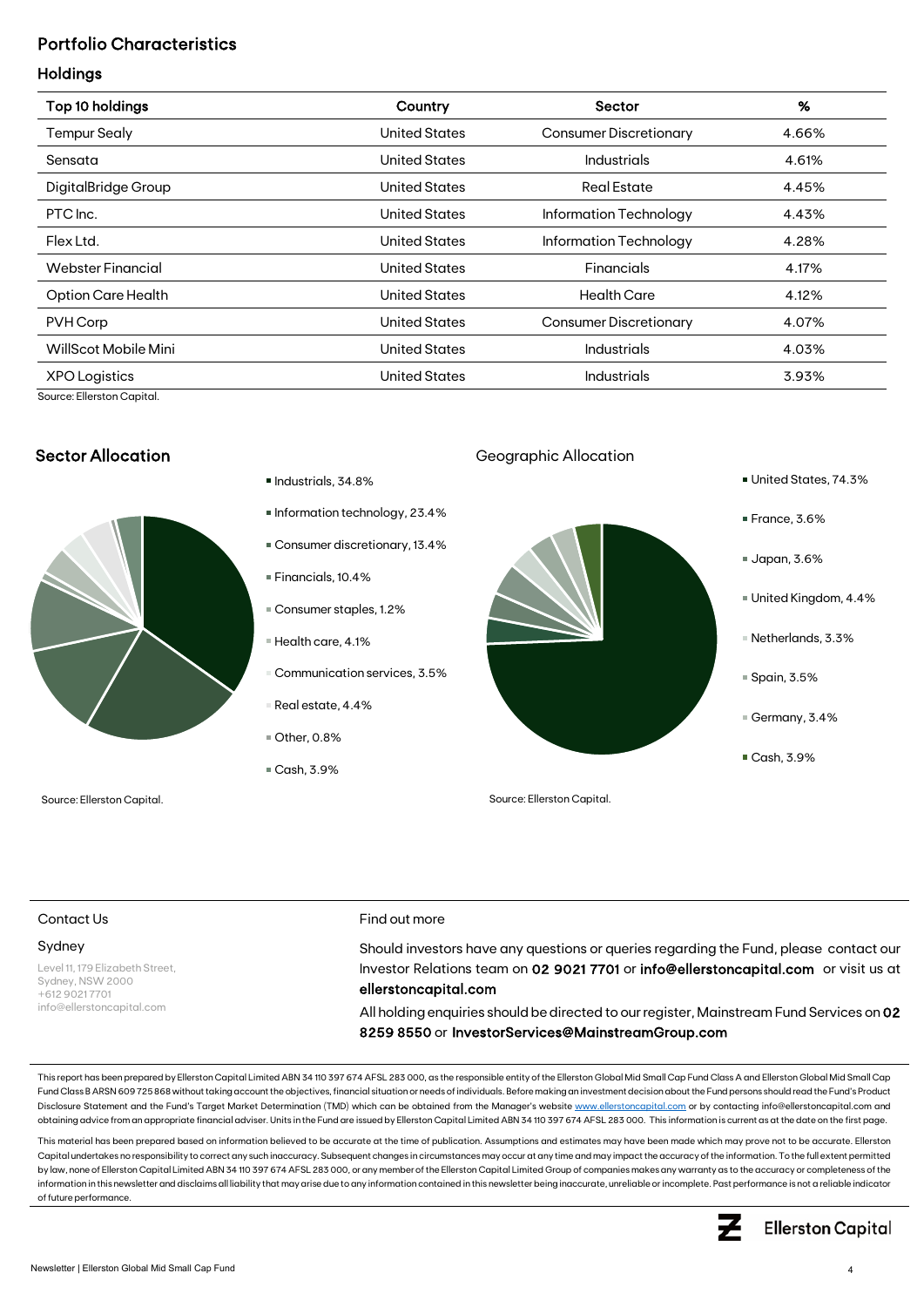## Portfolio Characteristics

### Holdings

| Top 10 holdings | Country | Sector | % |
| --- | --- | --- | --- |
| Tempur Sealy | United States | Consumer Discretionary | 4.66% |
| Sensata | United States | Industrials | 4.61% |
| DigitalBridge Group | United States | Real Estate | 4.45% |
| PTC Inc. | United States | Information Technology | 4.43% |
| Flex Ltd. | United States | Information Technology | 4.28% |
| Webster Financial | United States | Financials | 4.17% |
| Option Care Health | United States | Health Care | 4.12% |
| PVH Corp | United States | Consumer Discretionary | 4.07% |
| WillScot Mobile Mini | United States | Industrials | 4.03% |
| XPO Logistics | United States | Industrials | 3.93% |

Source: Ellerston Capital.

### Sector Allocation

Industrials, 34.8%
Information technology, 23.4%
Consumer discretionary, 13.4%
Financials, 10.4%
Consumer staples, 1.2%
Health care, 4.1%
Communication services, 3.5%
Real estate, 4.4%
Other, 0.8%
Cash, 3.9%

Source: Ellerston Capital.

### Geographic Allocation

United States, 74.3%
France, 3.6%
Japan, 3.6%
United Kingdom, 4.4%
Netherlands, 3.3%
Spain, 3.5%
Germany, 3.4%
Cash, 3.9%

Source: Ellerston Capital.

### Contact Us

**Sydney**

Level 11, 179 Elizabeth Street,
Sydney, NSW 2000
+612 9021 7701
info@ellerstoncapital.com

### Find out more

Should investors have any questions or queries regarding the Fund, please contact our Investor Relations team on **02 9021 7701** or **info@ellerstoncapital.com** or visit us at **ellerstoncapital.com**

All holding enquiries should be directed to our register, Mainstream Fund Services on **02 8259 8550** or **InvestorServices@MainstreamGroup.com**

This report has been prepared by Ellerston Capital Limited ABN 34 110 397 674 AFSL 283 000, as the responsible entity of the Ellerston Global Mid Small Cap Fund Class A and Ellerston Global Mid Small Cap Fund Class B ARSN 609 725 868 without taking account the objectives, financial situation or needs of individuals. Before making an investment decision about the Fund persons should read the Fund's Product Disclosure Statement and the Fund's Target Market Determination (TMD) which can be obtained from the Manager's website www.ellerstoncapital.com or by contacting info@ellerstoncapital.com and obtaining advice from an appropriate financial adviser. Units in the Fund are issued by Ellerston Capital Limited ABN 34 110 397 674 AFSL 283 000. This information is current as at the date on the first page.

This material has been prepared based on information believed to be accurate at the time of publication. Assumptions and estimates may have been made which may prove not to be accurate. Ellerston Capital undertakes no responsibility to correct any such inaccuracy. Subsequent changes in circumstances may occur at any time and may impact the accuracy of the information. To the full extent permitted by law, none of Ellerston Capital Limited ABN 34 110 397 674 AFSL 283 000, or any member of the Ellerston Capital Limited Group of companies makes any warranty as to the accuracy or completeness of the information in this newsletter and disclaims all liability that may arise due to any information contained in this newsletter being inaccurate, unreliable or incomplete. Past performance is not a reliable indicator of future performance.

Ellerston Capital